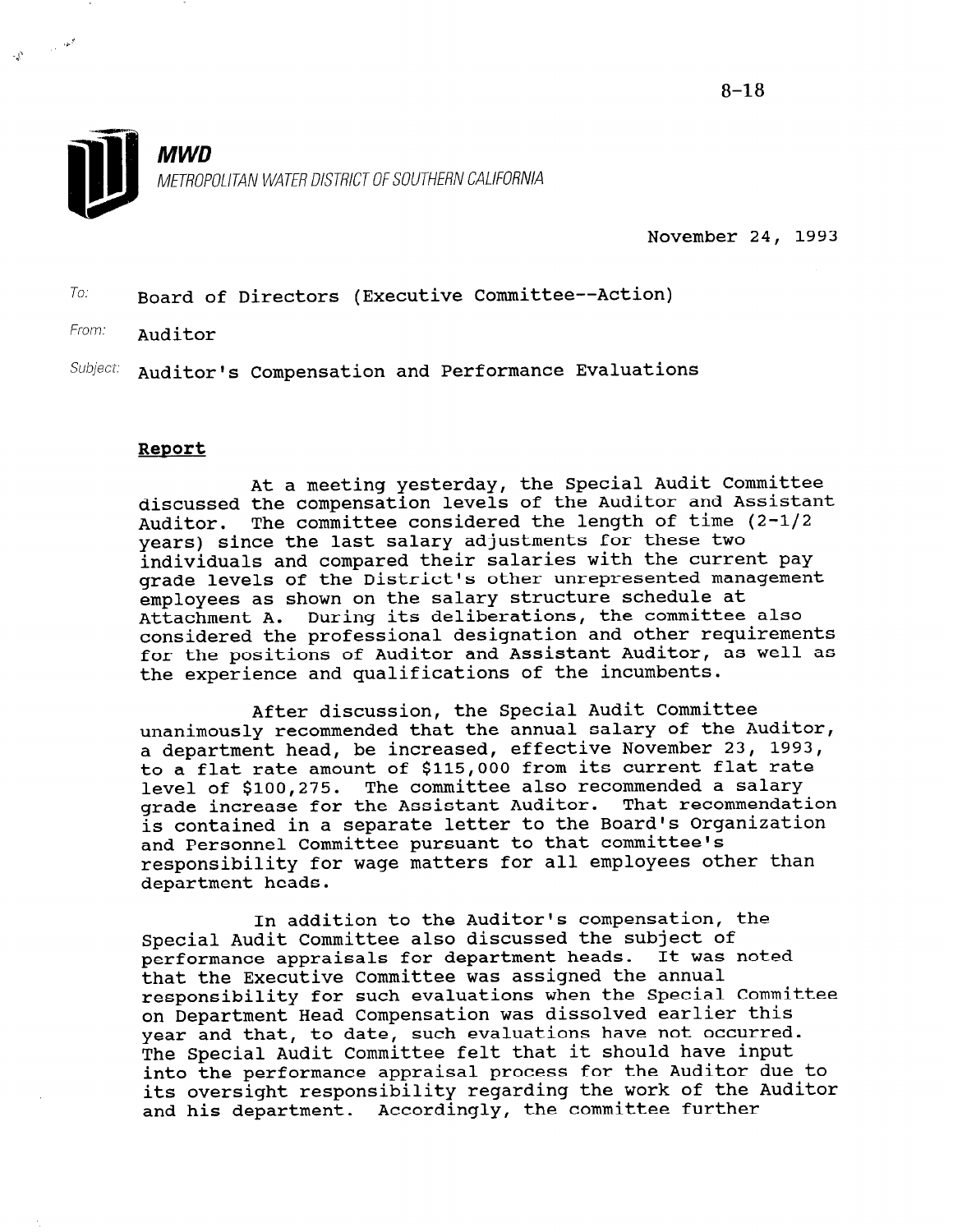8-18

**MWD**
METROPOLITAN WATER DISTRICT OF SOUTHERN CALIFORNIA

November 24, 1993

To: Board of Directors (Executive Committee--Action)

From: Auditor

Subject: Auditor's Compensation and Performance Evaluations

## Report

At a meeting yesterday, the Special Audit Committee discussed the compensation levels of the Auditor and Assistant Auditor. The committee considered the length of time (2-1/2 years) since the last salary adjustments for these two individuals and compared their salaries with the current pay grade levels of the District's other unrepresented management employees as shown on the salary structure schedule at Attachment A. During its deliberations, the committee also considered the professional designation and other requirements for the positions of Auditor and Assistant Auditor, as well as the experience and qualifications of the incumbents.

After discussion, the Special Audit Committee unanimously recommended that the annual salary of the Auditor, a department head, be increased, effective November 23, 1993, to a flat rate amount of $115,000 from its current flat rate level of $100,275. The committee also recommended a salary grade increase for the Assistant Auditor. That recommendation is contained in a separate letter to the Board's Organization and Personnel Committee pursuant to that committee's responsibility for wage matters for all employees other than department heads.

In addition to the Auditor's compensation, the Special Audit Committee also discussed the subject of performance appraisals for department heads. It was noted that the Executive Committee was assigned the annual responsibility for such evaluations when the Special Committee on Department Head Compensation was dissolved earlier this year and that, to date, such evaluations have not occurred. The Special Audit Committee felt that it should have input into the performance appraisal process for the Auditor due to its oversight responsibility regarding the work of the Auditor and his department. Accordingly, the committee further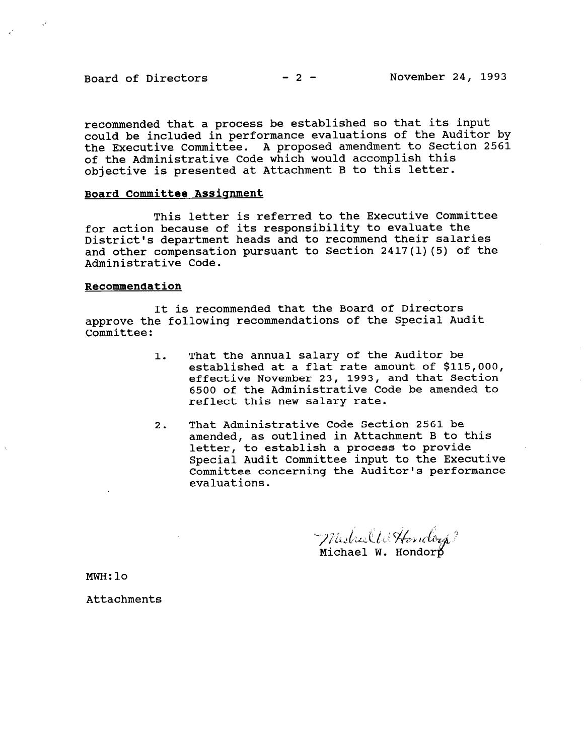recommended that a process be established so that its input could be included in performance evaluations of the Auditor by the Executive Committee. A proposed amendment to Section 2561 of the Administrative Code which would accomplish this objective is presented at Attachment B to this letter.

**Board Committee Assignment**

This letter is referred to the Executive Committee for action because of its responsibility to evaluate the District's department heads and to recommend their salaries and other compensation pursuant to Section 2417(l)(5) of the Administrative Code.

**Recommendation**

It is recommended that the Board of Directors approve the following recommendations of the Special Audit Committee:

1. That the annual salary of the Auditor be established at a flat rate amount of $115,000, effective November 23, 1993, and that Section 6500 of the Administrative Code be amended to reflect this new salary rate.

2. That Administrative Code Section 2561 be amended, as outlined in Attachment B to this letter, to establish a process to provide Special Audit Committee input to the Executive Committee concerning the Auditor's performance evaluations.

Michael W. Hondorp

MWH:lo

Attachments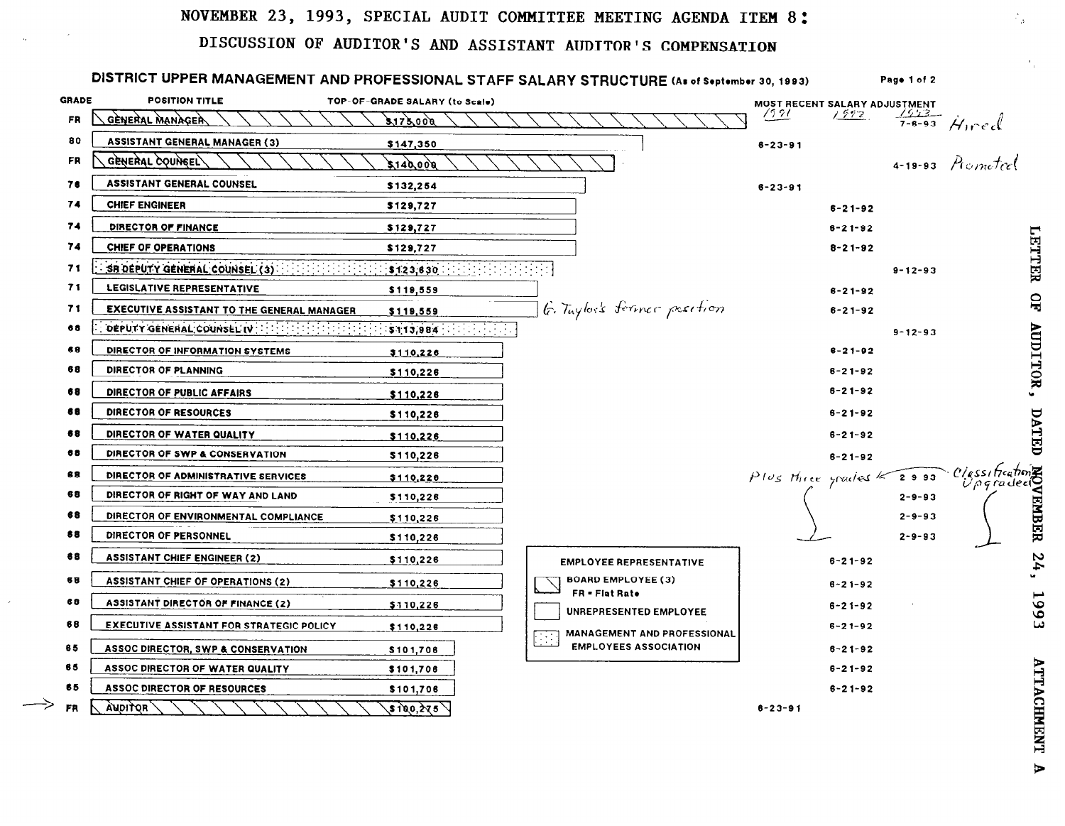# NOVEMBER 23, 1993, SPECIAL AUDIT COMMITTEE MEETING AGENDA ITEM 8:

## DISCUSSION OF AUDITOR'S AND ASSISTANT AUDITOR'S COMPENSATION

### DISTRICT UPPER MANAGEMENT AND PROFESSIONAL STAFF SALARY STRUCTURE (As of September 30, 1993)

Page 1 of 2

| GRADE | POSITION TITLE | TOP-OF-GRADE SALARY (to Scale) | MOST RECENT SALARY ADJUSTMENT 1991 | 1992 | 1993 | Notes |
|---|---|---|---|---|---|---|
| FR | GENERAL MANAGER | $175,000 | | | 7-6-93 | Hired |
| 80 | ASSISTANT GENERAL MANAGER (3) | $147,350 | 6-23-91 | | | |
| FR | GENERAL COUNSEL | $140,000 | | | 4-19-93 | Promoted |
| 76 | ASSISTANT GENERAL COUNSEL | $132,254 | 6-23-91 | | | |
| 74 | CHIEF ENGINEER | $129,727 | | 6-21-92 | | |
| 74 | DIRECTOR OF FINANCE | $129,727 | | 6-21-92 | | |
| 74 | CHIEF OF OPERATIONS | $129,727 | | 6-21-92 | | |
| 71 | SR DEPUTY GENERAL COUNSEL (3) | $123,630 | | | 9-12-93 | |
| 71 | LEGISLATIVE REPRESENTATIVE | $119,559 | | 6-21-92 | | |
| 71 | EXECUTIVE ASSISTANT TO THE GENERAL MANAGER | $119,559 | | 6-21-92 | | G. Taylor's former position |
| 68 | DEPUTY GENERAL COUNSEL IV | $113,984 | | | 9-12-93 | |
| 68 | DIRECTOR OF INFORMATION SYSTEMS | $110,226 | | 6-21-92 | | |
| 68 | DIRECTOR OF PLANNING | $110,226 | | 6-21-92 | | |
| 68 | DIRECTOR OF PUBLIC AFFAIRS | $110,226 | | 6-21-92 | | |
| 68 | DIRECTOR OF RESOURCES | $110,226 | | 6-21-92 | | |
| 68 | DIRECTOR OF WATER QUALITY | $110,226 | | 6-21-92 | | |
| 68 | DIRECTOR OF SWP & CONSERVATION | $110,226 | | 6-21-92 | | |
| 68 | DIRECTOR OF ADMINISTRATIVE SERVICES | $110,226 | | Plus three grades | 2-9-93 | Classification Upgraded |
| 68 | DIRECTOR OF RIGHT OF WAY AND LAND | $110,226 | | | 2-9-93 | |
| 68 | DIRECTOR OF ENVIRONMENTAL COMPLIANCE | $110,226 | | | 2-9-93 | |
| 68 | DIRECTOR OF PERSONNEL | $110,226 | | | 2-9-93 | |
| 68 | ASSISTANT CHIEF ENGINEER (2) | $110,226 | | 6-21-92 | | |
| 68 | ASSISTANT CHIEF OF OPERATIONS (2) | $110,226 | | 6-21-92 | | |
| 68 | ASSISTANT DIRECTOR OF FINANCE (2) | $110,226 | | 6-21-92 | | |
| 68 | EXECUTIVE ASSISTANT FOR STRATEGIC POLICY | $110,226 | | 6-21-92 | | |
| 65 | ASSOC DIRECTOR, SWP & CONSERVATION | $101,706 | | 6-21-92 | | |
| 65 | ASSOC DIRECTOR OF WATER QUALITY | $101,706 | | 6-21-92 | | |
| 65 | ASSOC DIRECTOR OF RESOURCES | $101,706 | | 6-21-92 | | |
| FR | AUDITOR → | $100,275 | 6-23-91 | | | |

**EMPLOYEE REPRESENTATIVE**

- BOARD EMPLOYEE (3) — FR = Flat Rate (General Manager, General Counsel, Auditor)
- UNREPRESENTED EMPLOYEE
- MANAGEMENT AND PROFESSIONAL EMPLOYEES ASSOCIATION (Sr Deputy General Counsel (3), Deputy General Counsel IV)

LETTER OF AUDITOR, DATED NOVEMBER 24, 1993 ATTACHMENT A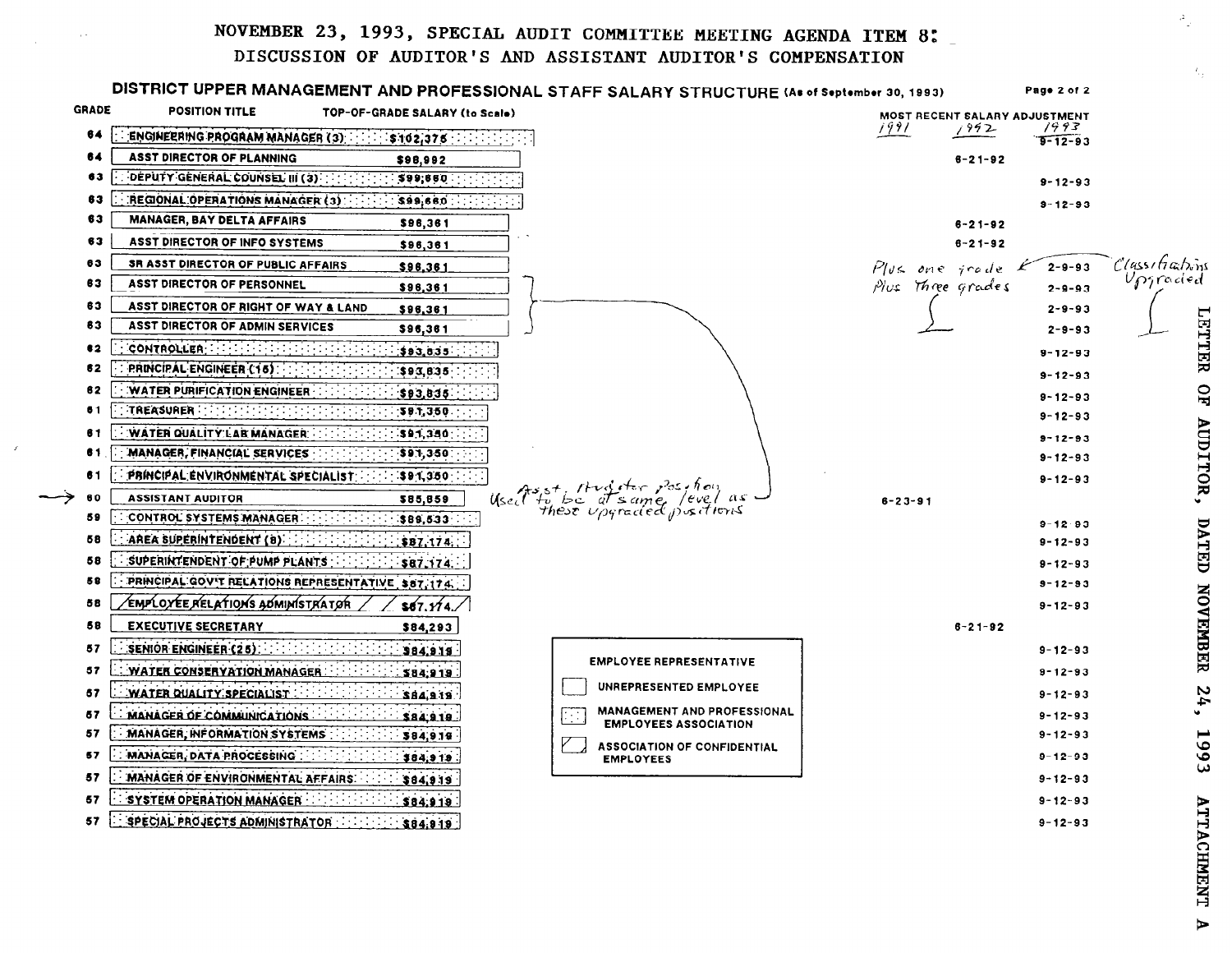# NOVEMBER 23, 1993, SPECIAL AUDIT COMMITTEE MEETING AGENDA ITEM 8: DISCUSSION OF AUDITOR'S AND ASSISTANT AUDITOR'S COMPENSATION

## DISTRICT UPPER MANAGEMENT AND PROFESSIONAL STAFF SALARY STRUCTURE (As of September 30, 1993)

Page 2 of 2

| GRADE | POSITION TITLE | TOP-OF-GRADE SALARY (to Scale) | MOST RECENT SALARY ADJUSTMENT 1991 | 1992 | 1993 |
|---|---|---|---|---|---|
| 64 | ENGINEERING PROGRAM MANAGER (3) | $102,375 | | | 9-12-93 |
| 64 | ASST DIRECTOR OF PLANNING | $98,992 | | 6-21-92 | |
| 63 | DEPUTY GENERAL COUNSEL III (3) | $99,660 | | | 9-12-93 |
| 63 | REGIONAL OPERATIONS MANAGER (3) | $99,660 | | | 9-12-93 |
| 63 | MANAGER, BAY DELTA AFFAIRS | $96,361 | | 6-21-92 | |
| 63 | ASST DIRECTOR OF INFO SYSTEMS | $96,361 | | 6-21-92 | |
| 63 | SR ASST DIRECTOR OF PUBLIC AFFAIRS | $96,361 | Plus one grade | | 2-9-93 |
| 63 | ASST DIRECTOR OF PERSONNEL | $96,361 | Plus three grades | | 2-9-93 |
| 63 | ASST DIRECTOR OF RIGHT OF WAY & LAND | $96,361 | | | 2-9-93 |
| 63 | ASST DIRECTOR OF ADMIN SERVICES | $96,361 | | | 2-9-93 |
| 62 | CONTROLLER | $93,835 | | | 9-12-93 |
| 62 | PRINCIPAL ENGINEER (16) | $93,835 | | | 9-12-93 |
| 62 | WATER PURIFICATION ENGINEER | $93,835 | | | 9-12-93 |
| 61 | TREASURER | $91,350 | | | 9-12-93 |
| 61 | WATER QUALITY LAB MANAGER | $91,350 | | | 9-12-93 |
| 61 | MANAGER, FINANCIAL SERVICES | $91,350 | | | 9-12-93 |
| 61 | PRINCIPAL ENVIRONMENTAL SPECIALIST | $91,350 | | | 9-12-93 |
| → 60 | ASSISTANT AUDITOR | $85,859 | 6-23-91 | | |
| 59 | CONTROL SYSTEMS MANAGER | $89,533 | | | 9-12-93 |
| 58 | AREA SUPERINTENDENT (8) | $87,174 | | | 9-12-93 |
| 58 | SUPERINTENDENT OF PUMP PLANTS | $87,174 | | | 9-12-93 |
| 58 | PRINCIPAL GOV'T RELATIONS REPRESENTATIVE | $87,174 | | | 9-12-93 |
| 58 | EMPLOYEE RELATIONS ADMINISTRATOR | $87,174 | | | 9-12-93 |
| 58 | EXECUTIVE SECRETARY | $84,293 | | 6-21-92 | |
| 57 | SENIOR ENGINEER (25) | $84,919 | | | 9-12-93 |
| 57 | WATER CONSERVATION MANAGER | $84,919 | | | 9-12-93 |
| 57 | WATER QUALITY SPECIALIST | $84,919 | | | 9-12-93 |
| 57 | MANAGER OF COMMUNICATIONS | $84,919 | | | 9-12-93 |
| 57 | MANAGER, INFORMATION SYSTEMS | $84,919 | | | 9-12-93 |
| 57 | MANAGER, DATA PROCESSING | $84,919 | | | 9-12-93 |
| 57 | MANAGER OF ENVIRONMENTAL AFFAIRS | $84,919 | | | 9-12-93 |
| 57 | SYSTEM OPERATION MANAGER | $84,919 | | | 9-12-93 |
| 57 | SPECIAL PROJECTS ADMINISTRATOR | $84,919 | | | 9-12-93 |

*Handwritten notes:* Classifications Upgraded (2-9-93 positions). Asst. Auditor position used to be at same level as these upgraded positions.

**EMPLOYEE REPRESENTATIVE**

- Unrepresented Employee (Grade 64 Asst Director of Planning; Manager, Bay Delta Affairs; Asst Director of Info Systems; Sr Asst Director of Public Affairs; Asst Director of Personnel; Asst Director of Right of Way & Land; Asst Director of Admin Services; Assistant Auditor; Executive Secretary)
- Management and Professional Employees Association (shaded entries)
- Association of Confidential Employees (Employee Relations Administrator)

LETTER OF AUDITOR, DATED NOVEMBER 24, 1993 ATTACHMENT A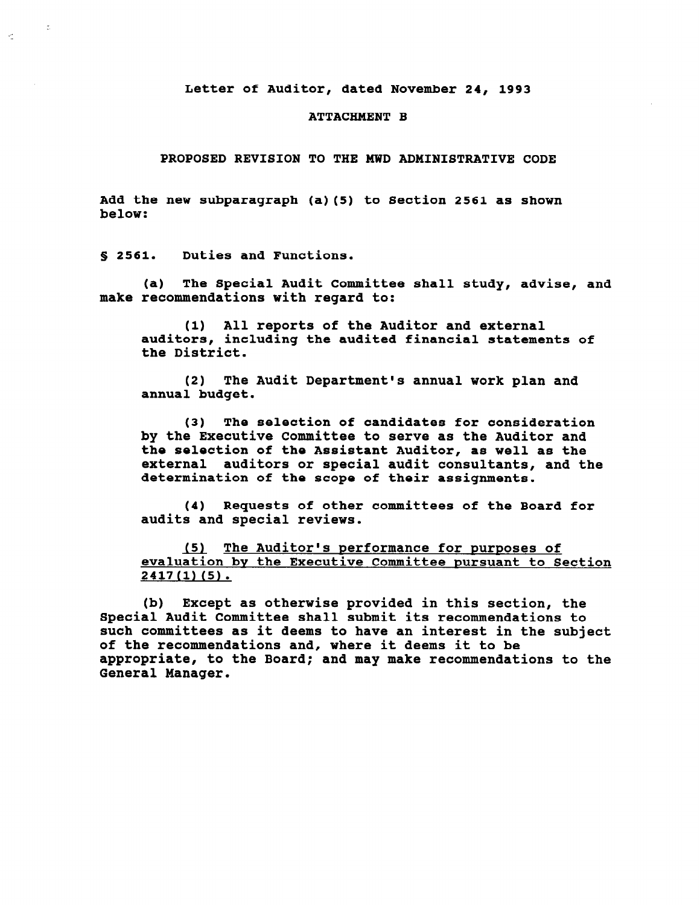Letter of Auditor, dated November 24, 1993

ATTACHMENT B

PROPOSED REVISION TO THE MWD ADMINISTRATIVE CODE

Add the new subparagraph (a)(5) to Section 2561 as shown below:

§ 2561. Duties and Functions.

(a) The Special Audit Committee shall study, advise, and make recommendations with regard to:

(1) All reports of the Auditor and external auditors, including the audited financial statements of the District.

(2) The Audit Department's annual work plan and annual budget.

(3) The selection of candidates for consideration by the Executive Committee to serve as the Auditor and the selection of the Assistant Auditor, as well as the external auditors or special audit consultants, and the determination of the scope of their assignments.

(4) Requests of other committees of the Board for audits and special reviews.

<u>(5) The Auditor's performance for purposes of evaluation by the Executive Committee pursuant to Section 2417(1)(5).</u>

(b) Except as otherwise provided in this section, the Special Audit Committee shall submit its recommendations to such committees as it deems to have an interest in the subject of the recommendations and, where it deems it to be appropriate, to the Board; and may make recommendations to the General Manager.